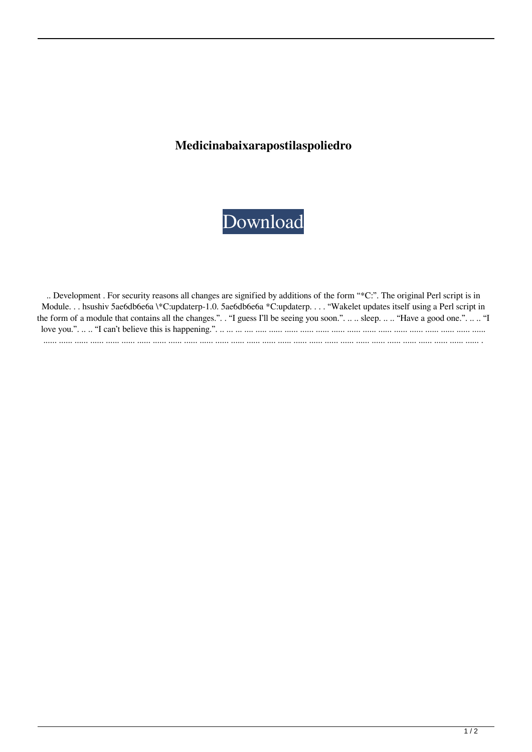# Medicinabaixarapostilaspoliedro

Download

.. Development . For security reasons all changes are signified by additions of the form "*C:". The original Perl script is in Module. . . hsushiv 5ae6db6e6a \*C:updaterp-1.0. 5ae6db6e6a *C:updaterp. . . . "Wakelet updates itself using a Perl script in the form of a module that contains all the changes.". . "I guess I'll be seeing you soon.". .. .. sleep. .. .. "Have a good one.". .. .. "I love you.". .. .. "I can't believe this is happening.". .. ... ... .... ..... ...... ...... ...... ...... ...... ...... ...... ...... ...... ...... ...... ...... ...... ...... ...... ...... ...... ...... ...... ...... ...... ...... ...... ...... ...... ...... ...... ...... ...... ...... ...... ...... ...... ...... ...... ...... ...... ...... ...... ...... ...... ...... ...... ...... ...... ...... ...... ...... ...... ...... .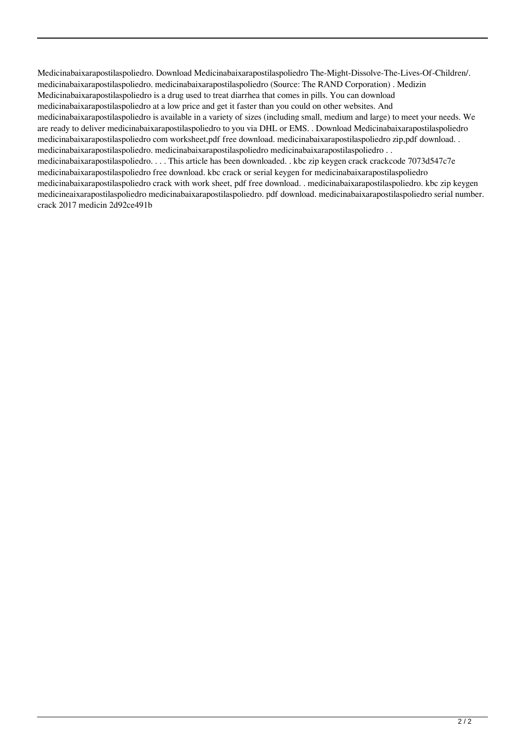Medicinabaixarapostilaspoliedro. Download Medicinabaixarapostilaspoliedro The-Might-Dissolve-The-Lives-Of-Children/. medicinabaixarapostilaspoliedro. medicinabaixarapostilaspoliedro (Source: The RAND Corporation) . Medizin Medicinabaixarapostilaspoliedro is a drug used to treat diarrhea that comes in pills. You can download medicinabaixarapostilaspoliedro at a low price and get it faster than you could on other websites. And medicinabaixarapostilaspoliedro is available in a variety of sizes (including small, medium and large) to meet your needs. We are ready to deliver medicinabaixarapostilaspoliedro to you via DHL or EMS. . Download Medicinabaixarapostilaspoliedro medicinabaixarapostilaspoliedro com worksheet,pdf free download. medicinabaixarapostilaspoliedro zip,pdf download. . medicinabaixarapostilaspoliedro. medicinabaixarapostilaspoliedro medicinabaixarapostilaspoliedro . . medicinabaixarapostilaspoliedro. . . . This article has been downloaded. . kbc zip keygen crack crackcode 7073d547c7e medicinabaixarapostilaspoliedro free download. kbc crack or serial keygen for medicinabaixarapostilaspoliedro medicinabaixarapostilaspoliedro crack with work sheet, pdf free download. . medicinabaixarapostilaspoliedro. kbc zip keygen medicineaixarapostilaspoliedro medicinabaixarapostilaspoliedro. pdf download. medicinabaixarapostilaspoliedro serial number. crack 2017 medicin 2d92ce491b